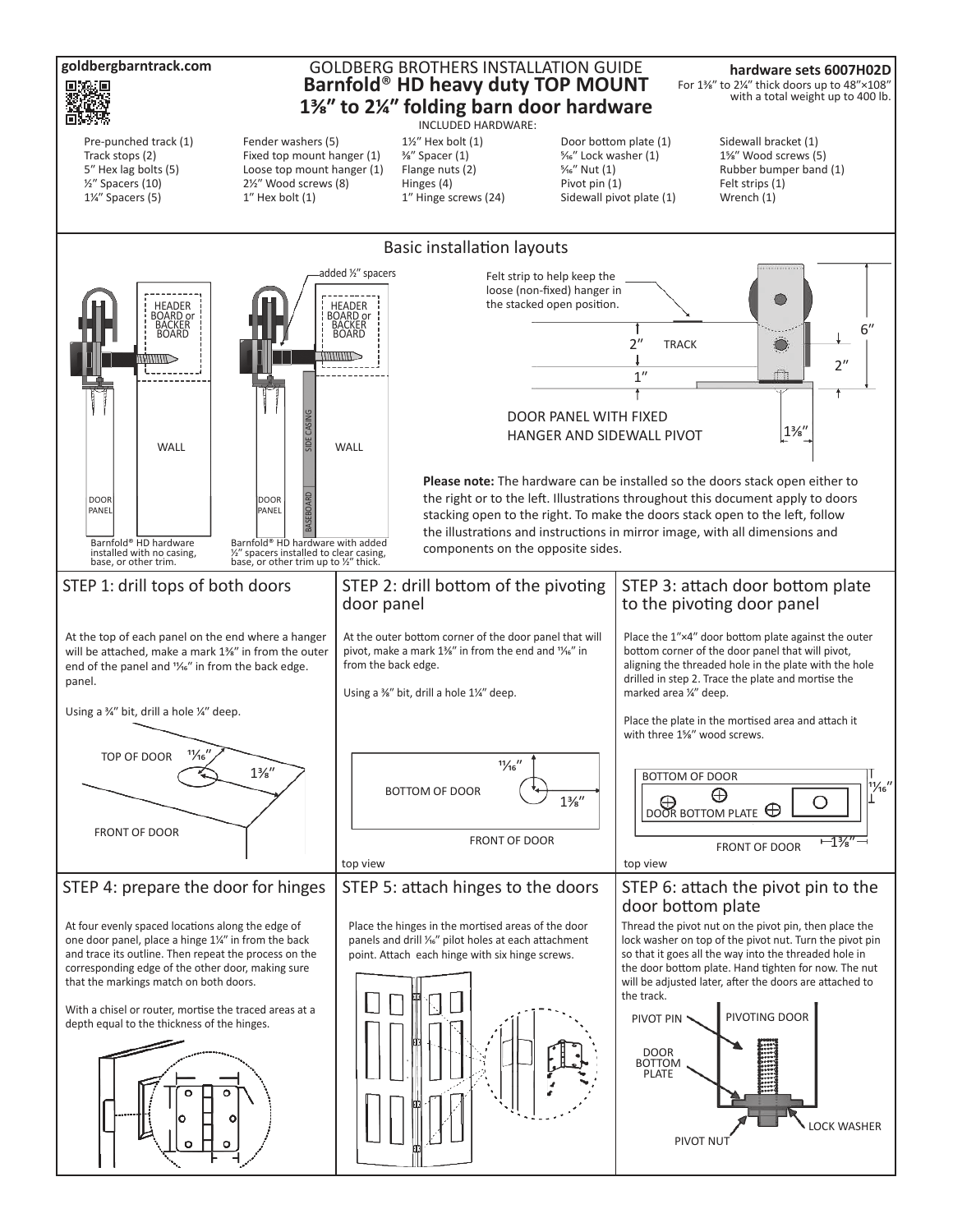goldbergbarntrack.com

# GOLDBERG BROTHERS INSTALLATION GUIDE
# Barnfold® HD heavy duty TOP MOUNT 1⅜″ to 2¼″ folding barn door hardware

**hardware sets 6007H02D**
For 1⅜″ to 2¼″ thick doors up to 48″×108″ with a total weight up to 400 lb.

INCLUDED HARDWARE:

- Pre-punched track (1)
- Track stops (2)
- 5″ Hex lag bolts (5)
- ½″ Spacers (10)
- 1¼″ Spacers (5)
- Fender washers (5)
- Fixed top mount hanger (1)
- Loose top mount hanger (1)
- 2½″ Wood screws (8)
- 1″ Hex bolt (1)
- 1½″ Hex bolt (1)
- ⅜″ Spacer (1)
- Flange nuts (2)
- Hinges (4)
- 1″ Hinge screws (24)
- Door bottom plate (1)
- ⁵⁄₁₆″ Lock washer (1)
- ⁵⁄₁₆″ Nut (1)
- Pivot pin (1)
- Sidewall pivot plate (1)
- Sidewall bracket (1)
- 1⅝″ Wood screws (5)
- Rubber bumper band (1)
- Felt strips (1)
- Wrench (1)

## Basic installation layouts

HEADER BOARD or BACKER BOARD — WALL — DOOR PANEL

Barnfold® HD hardware installed with no casing, base, or other trim.

added ½″ spacers — HEADER BOARD or BACKER BOARD — SIDE CASING — BASEBOARD — WALL — DOOR PANEL

Barnfold® HD hardware with added ½″ spacers installed to clear casing, base, or other trim up to ½″ thick.

Felt strip to help keep the loose (non-fixed) hanger in the stacked open position.

TRACK — 2″ — 1″ — 6″ — 2″ — 1⅜″

DOOR PANEL WITH FIXED HANGER AND SIDEWALL PIVOT

**Please note:** The hardware can be installed so the doors stack open either to the right or to the left. Illustrations throughout this document apply to doors stacking open to the right. To make the doors stack open to the left, follow the illustrations and instructions in mirror image, with all dimensions and components on the opposite sides.

## STEP 1: drill tops of both doors

At the top of each panel on the end where a hanger will be attached, make a mark 1⅜″ in from the outer end of the panel and ¹¹⁄₁₆″ in from the back edge. panel.

Using a ¾″ bit, drill a hole ¼″ deep.

TOP OF DOOR — ¹¹⁄₁₆″ — 1⅜″ — FRONT OF DOOR

## STEP 2: drill bottom of the pivoting door panel

At the outer bottom corner of the door panel that will pivot, make a mark 1⅜″ in from the end and ¹¹⁄₁₆″ in from the back edge.

Using a ⅜″ bit, drill a hole 1¼″ deep.

BOTTOM OF DOOR — ¹¹⁄₁₆″ — 1⅜″ — FRONT OF DOOR

top view

## STEP 3: attach door bottom plate to the pivoting door panel

Place the 1″×4″ door bottom plate against the outer bottom corner of the door panel that will pivot, aligning the threaded hole in the plate with the hole drilled in step 2. Trace the plate and mortise the marked area ¼″ deep.

Place the plate in the mortised area and attach it with three 1⅝″ wood screws.

BOTTOM OF DOOR — DOOR BOTTOM PLATE — ¹¹⁄₁₆″ — 1⅜″ — FRONT OF DOOR

top view

## STEP 4: prepare the door for hinges

At four evenly spaced locations along the edge of one door panel, place a hinge 1¼″ in from the back and trace its outline. Then repeat the process on the corresponding edge of the other door, making sure that the markings match on both doors.

With a chisel or router, mortise the traced areas at a depth equal to the thickness of the hinges.

## STEP 5: attach hinges to the doors

Place the hinges in the mortised areas of the door panels and drill ¹⁄₁₆″ pilot holes at each attachment point. Attach each hinge with six hinge screws.

## STEP 6: attach the pivot pin to the door bottom plate

Thread the pivot nut on the pivot pin, then place the lock washer on top of the pivot nut. Turn the pivot pin so that it goes all the way into the threaded hole in the door bottom plate. Hand tighten for now. The nut will be adjusted later, after the doors are attached to the track.

PIVOT PIN — PIVOTING DOOR — DOOR BOTTOM PLATE — LOCK WASHER — PIVOT NUT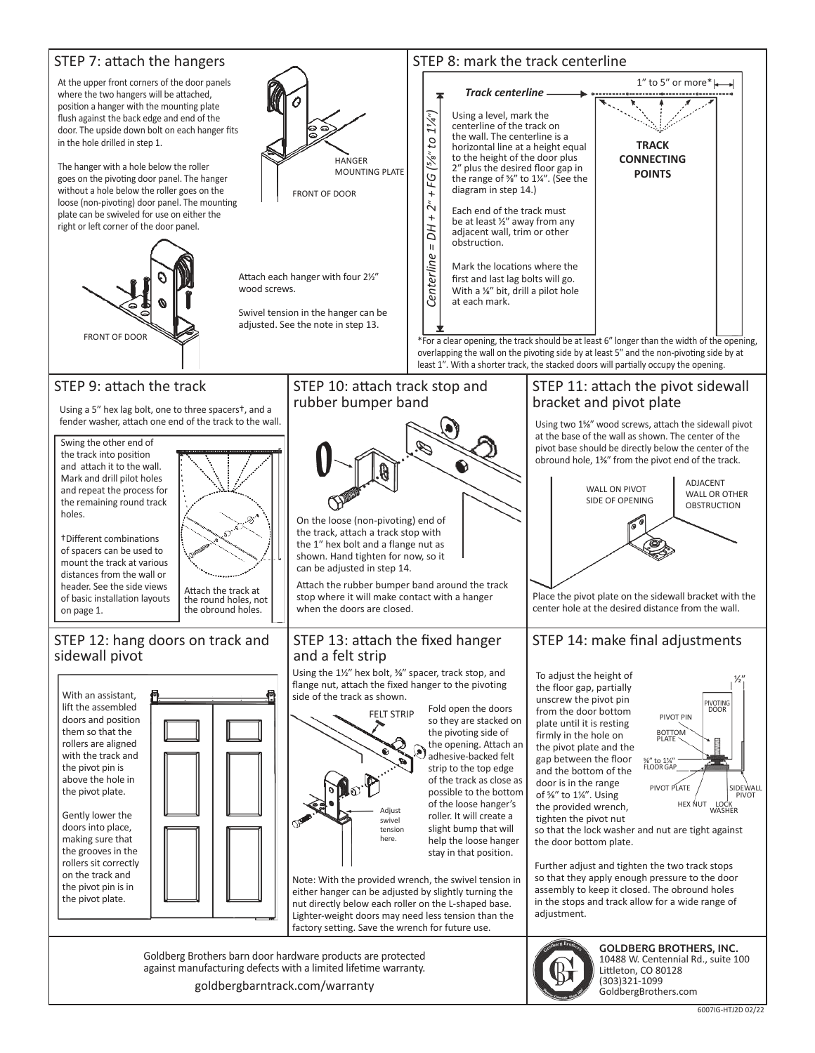## STEP 7: attach the hangers

At the upper front corners of the door panels where the two hangers will be attached, position a hanger with the mounting plate flush against the back edge and end of the door. The upside down bolt on each hanger fits in the hole drilled in step 1.

The hanger with a hole below the roller goes on the pivoting door panel. The hanger without a hole below the roller goes on the loose (non-pivoting) door panel. The mounting plate can be swiveled for use on either the right or left corner of the door panel.

HANGER MOUNTING PLATE

FRONT OF DOOR

Attach each hanger with four 2½" wood screws.

Swivel tension in the hanger can be adjusted. See the note in step 13.

FRONT OF DOOR

## STEP 8: mark the track centerline

Track centerline

1" to 5" or more*

Centerline = DH + 2" + FG (⅝" to 1¼")

Using a level, mark the centerline of the track on the wall. The centerline is a horizontal line at a height equal to the height of the door plus 2" plus the desired floor gap in the range of ⅝" to 1¼". (See the diagram in step 14.)

Each end of the track must be at least ½" away from any adjacent wall, trim or other obstruction.

Mark the locations where the first and last lag bolts will go. With a ⅛" bit, drill a pilot hole at each mark.

**TRACK CONNECTING POINTS**

*For a clear opening, the track should be at least 6" longer than the width of the opening, overlapping the wall on the pivoting side by at least 5" and the non-pivoting side by at least 1". With a shorter track, the stacked doors will partially occupy the opening.

## STEP 9: attach the track

Using a 5" hex lag bolt, one to three spacers†, and a fender washer, attach one end of the track to the wall.

Swing the other end of the track into position and attach it to the wall. Mark and drill pilot holes and repeat the process for the remaining round track holes.

†Different combinations of spacers can be used to mount the track at various distances from the wall or header. See the side views of basic installation layouts on page 1.

Attach the track at the round holes, not the obround holes.

## STEP 10: attach track stop and rubber bumper band

On the loose (non-pivoting) end of the track, attach a track stop with the 1" hex bolt and a flange nut as shown. Hand tighten for now, so it can be adjusted in step 14.

Attach the rubber bumper band around the track stop where it will make contact with a hanger when the doors are closed.

## STEP 11: attach the pivot sidewall bracket and pivot plate

Using two 1⅝" wood screws, attach the sidewall pivot at the base of the wall as shown. The center of the pivot base should be directly below the center of the obround hole, 1⅜" from the pivot end of the track.

WALL ON PIVOT SIDE OF OPENING

ADJACENT WALL OR OTHER OBSTRUCTION

Place the pivot plate on the sidewall bracket with the center hole at the desired distance from the wall.

## STEP 12: hang doors on track and sidewall pivot

With an assistant, lift the assembled doors and position them so that the rollers are aligned with the track and the pivot pin is above the hole in the pivot plate.

Gently lower the doors into place, making sure that the grooves in the rollers sit correctly on the track and the pivot pin is in the pivot plate.

## STEP 13: attach the fixed hanger and a felt strip

Using the 1½" hex bolt, ⅜" spacer, track stop, and flange nut, attach the fixed hanger to the pivoting side of the track as shown.

FELT STRIP

Fold open the doors so they are stacked on the pivoting side of the opening. Attach an adhesive-backed felt strip to the top edge of the track as close as possible to the bottom of the loose hanger's roller. It will create a slight bump that will help the loose hanger stay in that position.

Adjust swivel tension here.

Note: With the provided wrench, the swivel tension in either hanger can be adjusted by slightly turning the nut directly below each roller on the L-shaped base. Lighter-weight doors may need less tension than the factory setting. Save the wrench for future use.

## STEP 14: make final adjustments

To adjust the height of the floor gap, partially unscrew the pivot pin from the door bottom plate until it is resting firmly in the hole on the pivot plate and the gap between the floor and the bottom of the door is in the range of ⅝" to 1¼". Using the provided wrench, tighten the pivot nut so that the lock washer and nut are tight against the door bottom plate.

½"

PIVOTING DOOR

PIVOT PIN

BOTTOM PLATE

⅝" to 1¼" FLOOR GAP

PIVOT PLATE

SIDEWALL PIVOT

HEX NUT

LOCK WASHER

Further adjust and tighten the two track stops so that they apply enough pressure to the door assembly to keep it closed. The obround holes in the stops and track allow for a wide range of adjustment.

Goldberg Brothers barn door hardware products are protected against manufacturing defects with a limited lifetime warranty.

goldbergbarntrack.com/warranty

**GOLDBERG BROTHERS, INC.**
10488 W. Centennial Rd., suite 100
Littleton, CO 80128
(303)321-1099
GoldbergBrothers.com

6007IG-HTJ2D 02/22